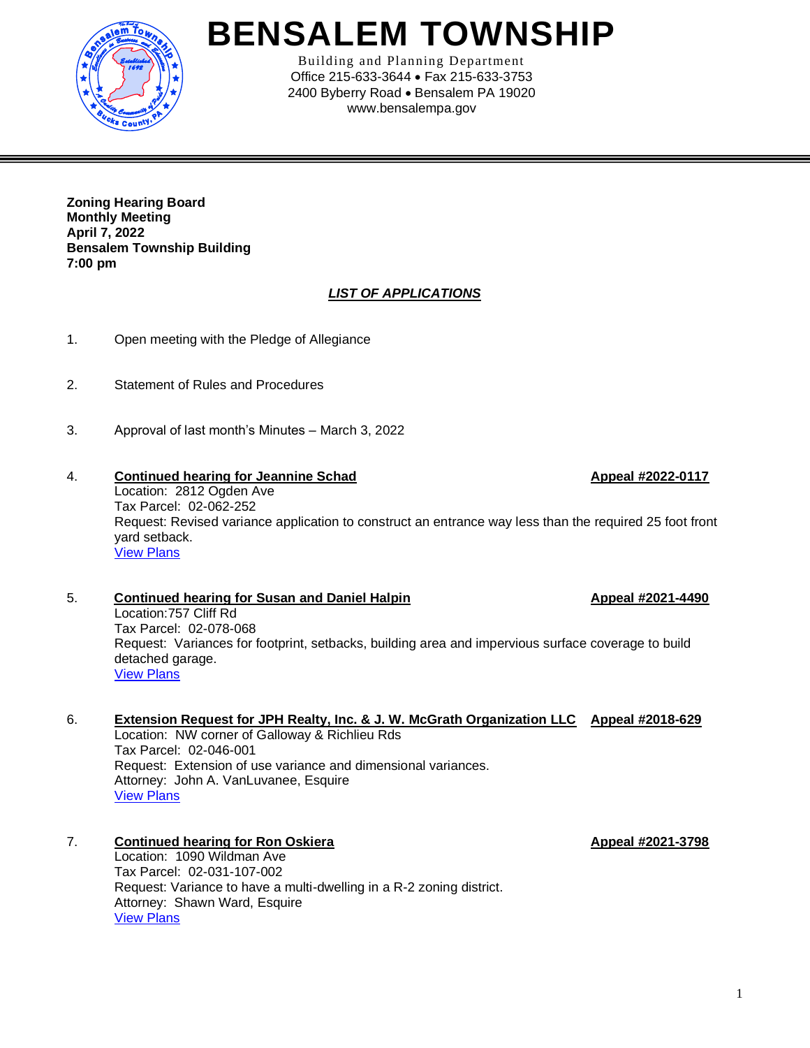# BENSALEM TOWNSHIP

Building and Planning Department
Office 215-633-3644 • Fax 215-633-3753
2400 Byberry Road • Bensalem PA 19020
www.bensalempa.gov

---

**Zoning Hearing Board**
**Monthly Meeting**
**April 7, 2022**
**Bensalem Township Building**
**7:00 pm**

***LIST OF APPLICATIONS***

1. Open meeting with the Pledge of Allegiance

2. Statement of Rules and Procedures

3. Approval of last month's Minutes – March 3, 2022

4. **Continued hearing for Jeannine Schad** **Appeal #2022-0117**
   Location: 2812 Ogden Ave
   Tax Parcel: 02-062-252
   Request: Revised variance application to construct an entrance way less than the required 25 foot front yard setback.
   View Plans

5. **Continued hearing for Susan and Daniel Halpin** **Appeal #2021-4490**
   Location: 757 Cliff Rd
   Tax Parcel: 02-078-068
   Request: Variances for footprint, setbacks, building area and impervious surface coverage to build detached garage.
   View Plans

6. **Extension Request for JPH Realty, Inc. & J. W. McGrath Organization LLC** **Appeal #2018-629**
   Location: NW corner of Galloway & Richlieu Rds
   Tax Parcel: 02-046-001
   Request: Extension of use variance and dimensional variances.
   Attorney: John A. VanLuvanee, Esquire
   View Plans

7. **Continued hearing for Ron Oskiera** **Appeal #2021-3798**
   Location: 1090 Wildman Ave
   Tax Parcel: 02-031-107-002
   Request: Variance to have a multi-dwelling in a R-2 zoning district.
   Attorney: Shawn Ward, Esquire
   View Plans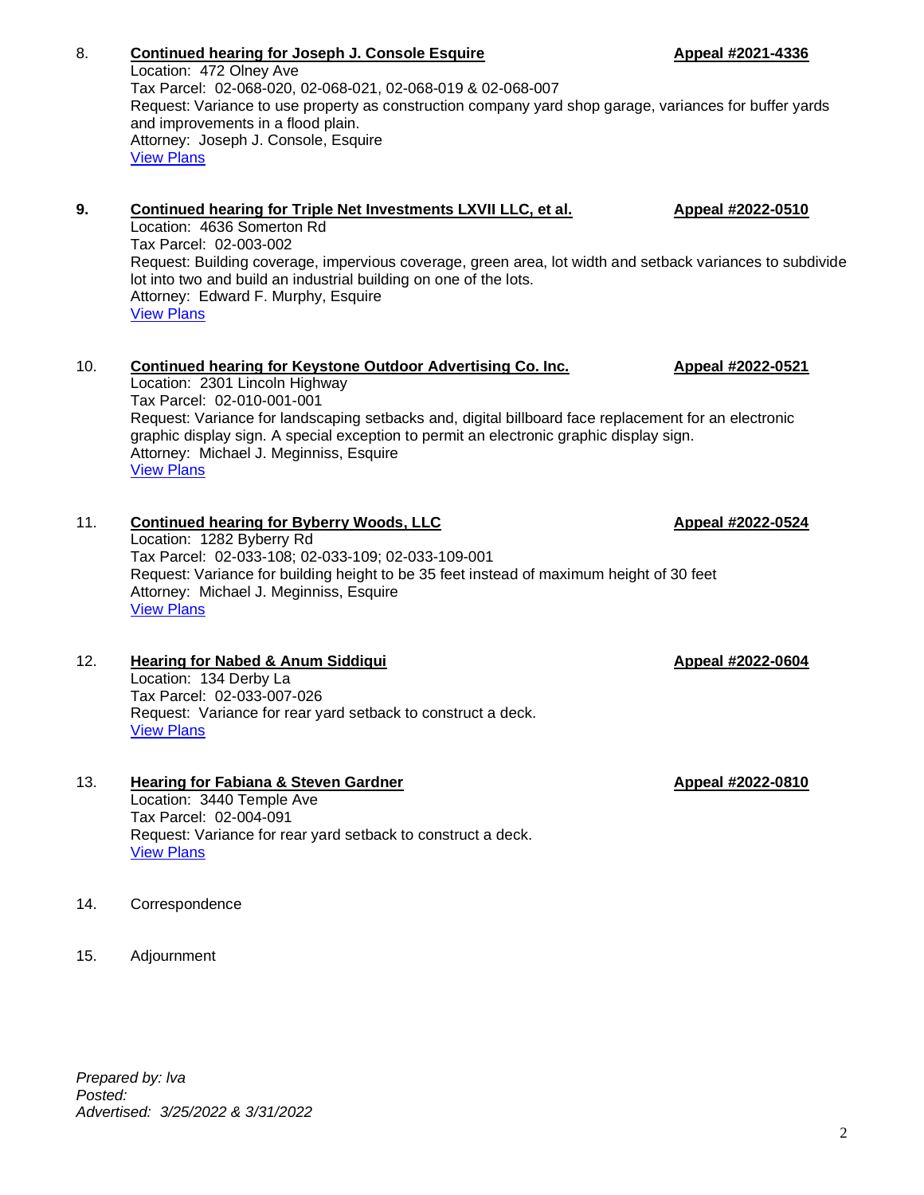8. **Continued hearing for Joseph J. Console Esquire** **Appeal #2021-4336**
   Location: 472 Olney Ave
   Tax Parcel: 02-068-020, 02-068-021, 02-068-019 & 02-068-007
   Request: Variance to use property as construction company yard shop garage, variances for buffer yards and improvements in a flood plain.
   Attorney: Joseph J. Console, Esquire
   View Plans

9. **Continued hearing for Triple Net Investments LXVII LLC, et al.** **Appeal #2022-0510**
   Location: 4636 Somerton Rd
   Tax Parcel: 02-003-002
   Request: Building coverage, impervious coverage, green area, lot width and setback variances to subdivide lot into two and build an industrial building on one of the lots.
   Attorney: Edward F. Murphy, Esquire
   View Plans

10. **Continued hearing for Keystone Outdoor Advertising Co. Inc.** **Appeal #2022-0521**
    Location: 2301 Lincoln Highway
    Tax Parcel: 02-010-001-001
    Request: Variance for landscaping setbacks and, digital billboard face replacement for an electronic graphic display sign. A special exception to permit an electronic graphic display sign.
    Attorney: Michael J. Meginniss, Esquire
    View Plans

11. **Continued hearing for Byberry Woods, LLC** **Appeal #2022-0524**
    Location: 1282 Byberry Rd
    Tax Parcel: 02-033-108; 02-033-109; 02-033-109-001
    Request: Variance for building height to be 35 feet instead of maximum height of 30 feet
    Attorney: Michael J. Meginniss, Esquire
    View Plans

12. **Hearing for Nabed & Anum Siddiqui** **Appeal #2022-0604**
    Location: 134 Derby La
    Tax Parcel: 02-033-007-026
    Request: Variance for rear yard setback to construct a deck.
    View Plans

13. **Hearing for Fabiana & Steven Gardner** **Appeal #2022-0810**
    Location: 3440 Temple Ave
    Tax Parcel: 02-004-091
    Request: Variance for rear yard setback to construct a deck.
    View Plans

14. Correspondence

15. Adjournment

*Prepared by: lva*
*Posted:*
*Advertised: 3/25/2022 & 3/31/2022*